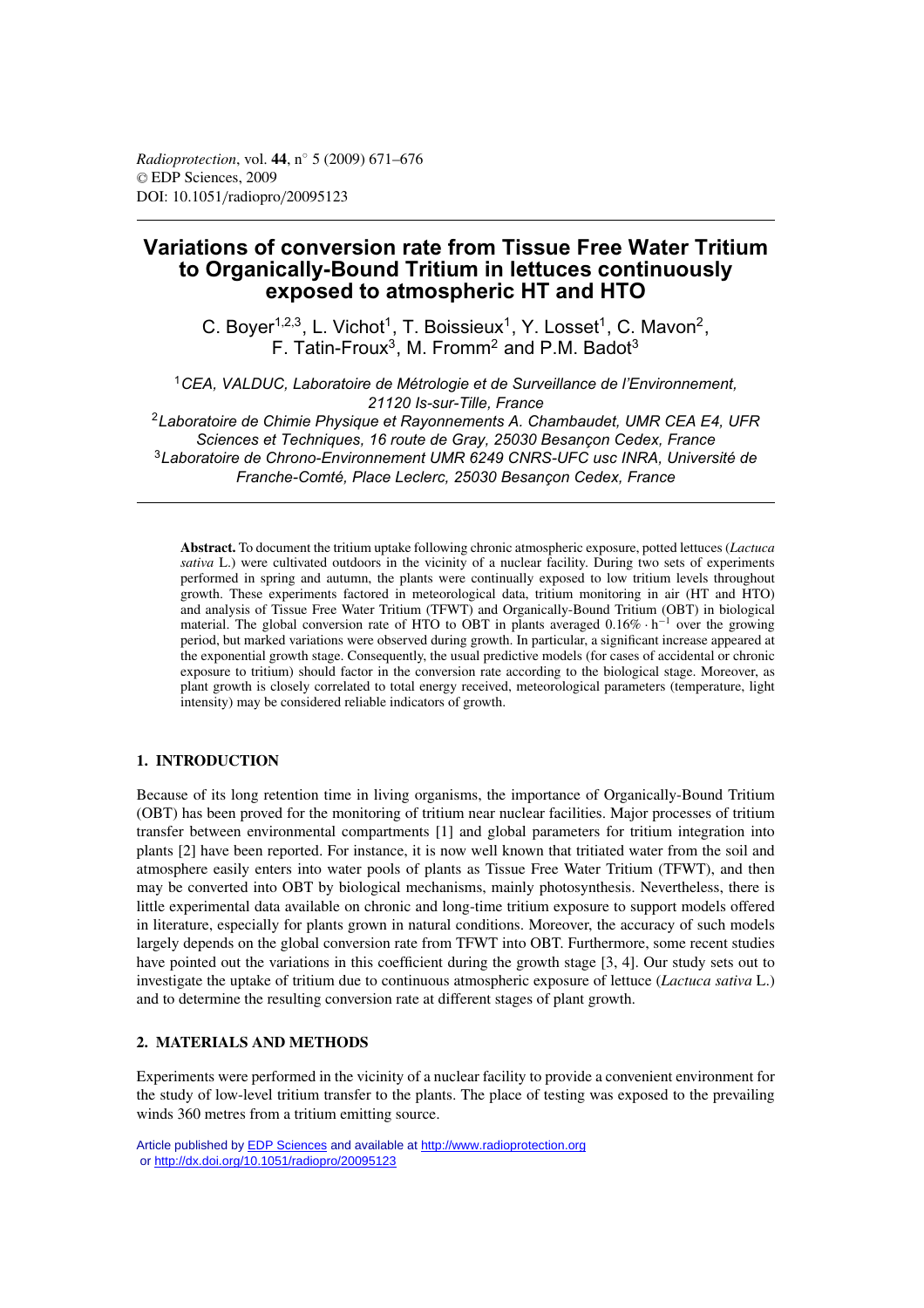# Variations of conversion rate from Tissue Free Water Tritium to Organically-Bound Tritium in lettuces continuously exposed to atmospheric HT and HTO

C. Boyer[1,2,3], L. Vichot[1], T. Boissieux[1], Y. Losset[1], C. Mavon[2], F. Tatin-Froux[3], M. Fromm[2] and P.M. Badot[3]

[1] *CEA, VALDUC, Laboratoire de Métrologie et de Surveillance de l'Environnement, 21120 Is-sur-Tille, France*

[2] *Laboratoire de Chimie Physique et Rayonnements A. Chambaudet, UMR CEA E4, UFR Sciences et Techniques, 16 route de Gray, 25030 Besançon Cedex, France*

[3] *Laboratoire de Chrono-Environnement UMR 6249 CNRS-UFC usc INRA, Université de Franche-Comté, Place Leclerc, 25030 Besançon Cedex, France*

**Abstract.** To document the tritium uptake following chronic atmospheric exposure, potted lettuces (*Lactuca sativa* L.) were cultivated outdoors in the vicinity of a nuclear facility. During two sets of experiments performed in spring and autumn, the plants were continually exposed to low tritium levels throughout growth. These experiments factored in meteorological data, tritium monitoring in air (HT and HTO) and analysis of Tissue Free Water Tritium (TFWT) and Organically-Bound Tritium (OBT) in biological material. The global conversion rate of HTO to OBT in plants averaged $0.16\% \cdot h^{-1}$ over the growing period, but marked variations were observed during growth. In particular, a significant increase appeared at the exponential growth stage. Consequently, the usual predictive models (for cases of accidental or chronic exposure to tritium) should factor in the conversion rate according to the biological stage. Moreover, as plant growth is closely correlated to total energy received, meteorological parameters (temperature, light intensity) may be considered reliable indicators of growth.

## 1. INTRODUCTION

Because of its long retention time in living organisms, the importance of Organically-Bound Tritium (OBT) has been proved for the monitoring of tritium near nuclear facilities. Major processes of tritium transfer between environmental compartments [1] and global parameters for tritium integration into plants [2] have been reported. For instance, it is now well known that tritiated water from the soil and atmosphere easily enters into water pools of plants as Tissue Free Water Tritium (TFWT), and then may be converted into OBT by biological mechanisms, mainly photosynthesis. Nevertheless, there is little experimental data available on chronic and long-time tritium exposure to support models offered in literature, especially for plants grown in natural conditions. Moreover, the accuracy of such models largely depends on the global conversion rate from TFWT into OBT. Furthermore, some recent studies have pointed out the variations in this coefficient during the growth stage [3, 4]. Our study sets out to investigate the uptake of tritium due to continuous atmospheric exposure of lettuce (*Lactuca sativa* L.) and to determine the resulting conversion rate at different stages of plant growth.

## 2. MATERIALS AND METHODS

Experiments were performed in the vicinity of a nuclear facility to provide a convenient environment for the study of low-level tritium transfer to the plants. The place of testing was exposed to the prevailing winds 360 metres from a tritium emitting source.

Article published by EDP Sciences and available at http://www.radioprotection.org or http://dx.doi.org/10.1051/radiopro/20095123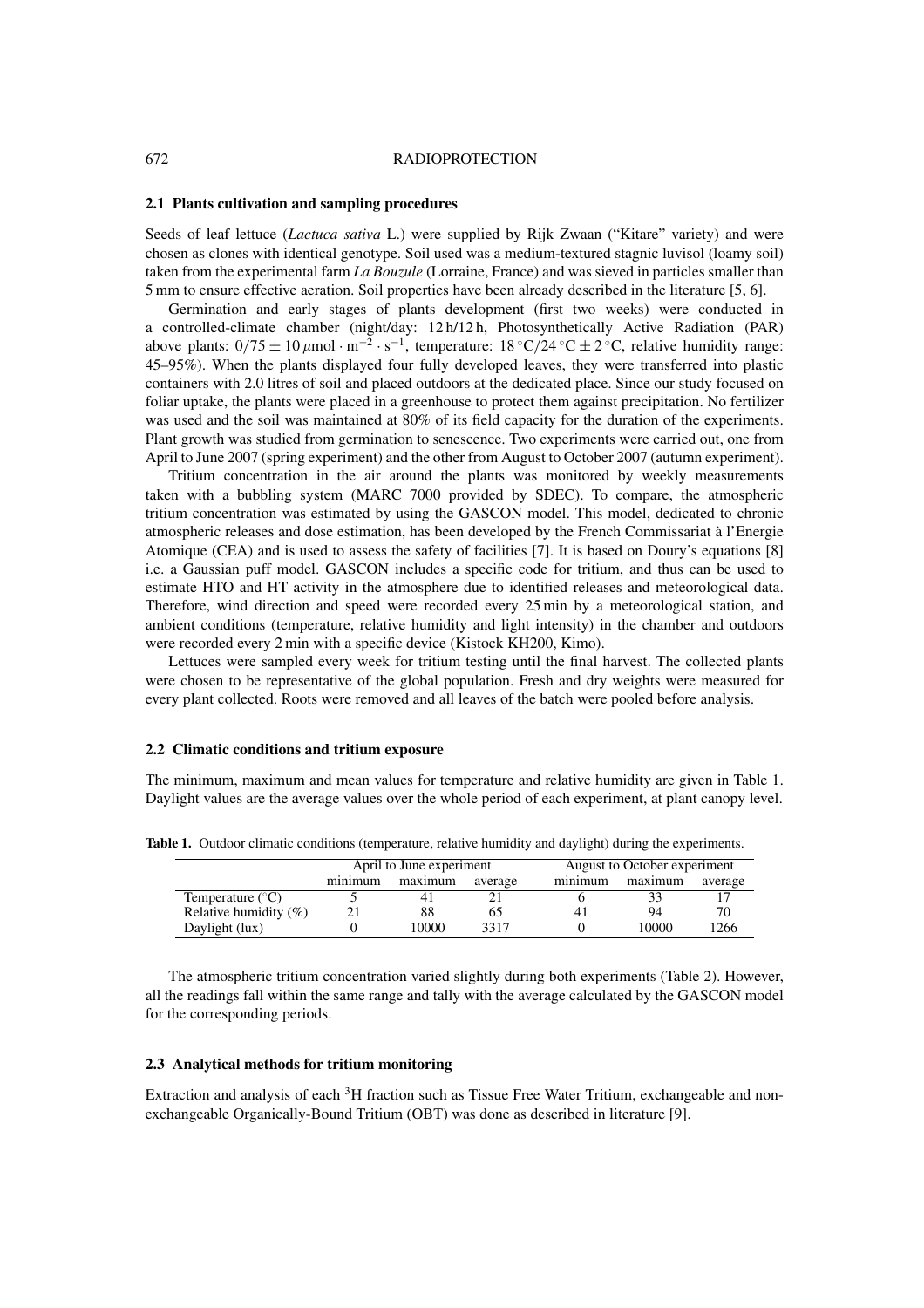### 2.1 Plants cultivation and sampling procedures

Seeds of leaf lettuce (*Lactuca sativa* L.) were supplied by Rijk Zwaan ("Kitare" variety) and were chosen as clones with identical genotype. Soil used was a medium-textured stagnic luvisol (loamy soil) taken from the experimental farm *La Bouzule* (Lorraine, France) and was sieved in particles smaller than 5 mm to ensure effective aeration. Soil properties have been already described in the literature [5, 6].

Germination and early stages of plants development (first two weeks) were conducted in a controlled-climate chamber (night/day: 12 h/12 h, Photosynthetically Active Radiation (PAR) above plants: $0/75 \pm 10\,\mu\text{mol} \cdot \text{m}^{-2} \cdot \text{s}^{-1}$, temperature: $18\,^{\circ}\text{C}/24\,^{\circ}\text{C} \pm 2\,^{\circ}\text{C}$, relative humidity range: 45–95%). When the plants displayed four fully developed leaves, they were transferred into plastic containers with 2.0 litres of soil and placed outdoors at the dedicated place. Since our study focused on foliar uptake, the plants were placed in a greenhouse to protect them against precipitation. No fertilizer was used and the soil was maintained at 80% of its field capacity for the duration of the experiments. Plant growth was studied from germination to senescence. Two experiments were carried out, one from April to June 2007 (spring experiment) and the other from August to October 2007 (autumn experiment).

Tritium concentration in the air around the plants was monitored by weekly measurements taken with a bubbling system (MARC 7000 provided by SDEC). To compare, the atmospheric tritium concentration was estimated by using the GASCON model. This model, dedicated to chronic atmospheric releases and dose estimation, has been developed by the French Commissariat à l'Energie Atomique (CEA) and is used to assess the safety of facilities [7]. It is based on Doury's equations [8] i.e. a Gaussian puff model. GASCON includes a specific code for tritium, and thus can be used to estimate HTO and HT activity in the atmosphere due to identified releases and meteorological data. Therefore, wind direction and speed were recorded every 25 min by a meteorological station, and ambient conditions (temperature, relative humidity and light intensity) in the chamber and outdoors were recorded every 2 min with a specific device (Kistock KH200, Kimo).

Lettuces were sampled every week for tritium testing until the final harvest. The collected plants were chosen to be representative of the global population. Fresh and dry weights were measured for every plant collected. Roots were removed and all leaves of the batch were pooled before analysis.

### 2.2 Climatic conditions and tritium exposure

The minimum, maximum and mean values for temperature and relative humidity are given in Table 1. Daylight values are the average values over the whole period of each experiment, at plant canopy level.

**Table 1.** Outdoor climatic conditions (temperature, relative humidity and daylight) during the experiments.

| | April to June experiment | | | August to October experiment | | |
|---|---|---|---|---|---|---|
| | minimum | maximum | average | minimum | maximum | average |
| Temperature (°C) | 5 | 41 | 21 | 6 | 33 | 17 |
| Relative humidity (%) | 21 | 88 | 65 | 41 | 94 | 70 |
| Daylight (lux) | 0 | 10000 | 3317 | 0 | 10000 | 1266 |

The atmospheric tritium concentration varied slightly during both experiments (Table 2). However, all the readings fall within the same range and tally with the average calculated by the GASCON model for the corresponding periods.

### 2.3 Analytical methods for tritium monitoring

Extraction and analysis of each $^{3}$H fraction such as Tissue Free Water Tritium, exchangeable and non-exchangeable Organically-Bound Tritium (OBT) was done as described in literature [9].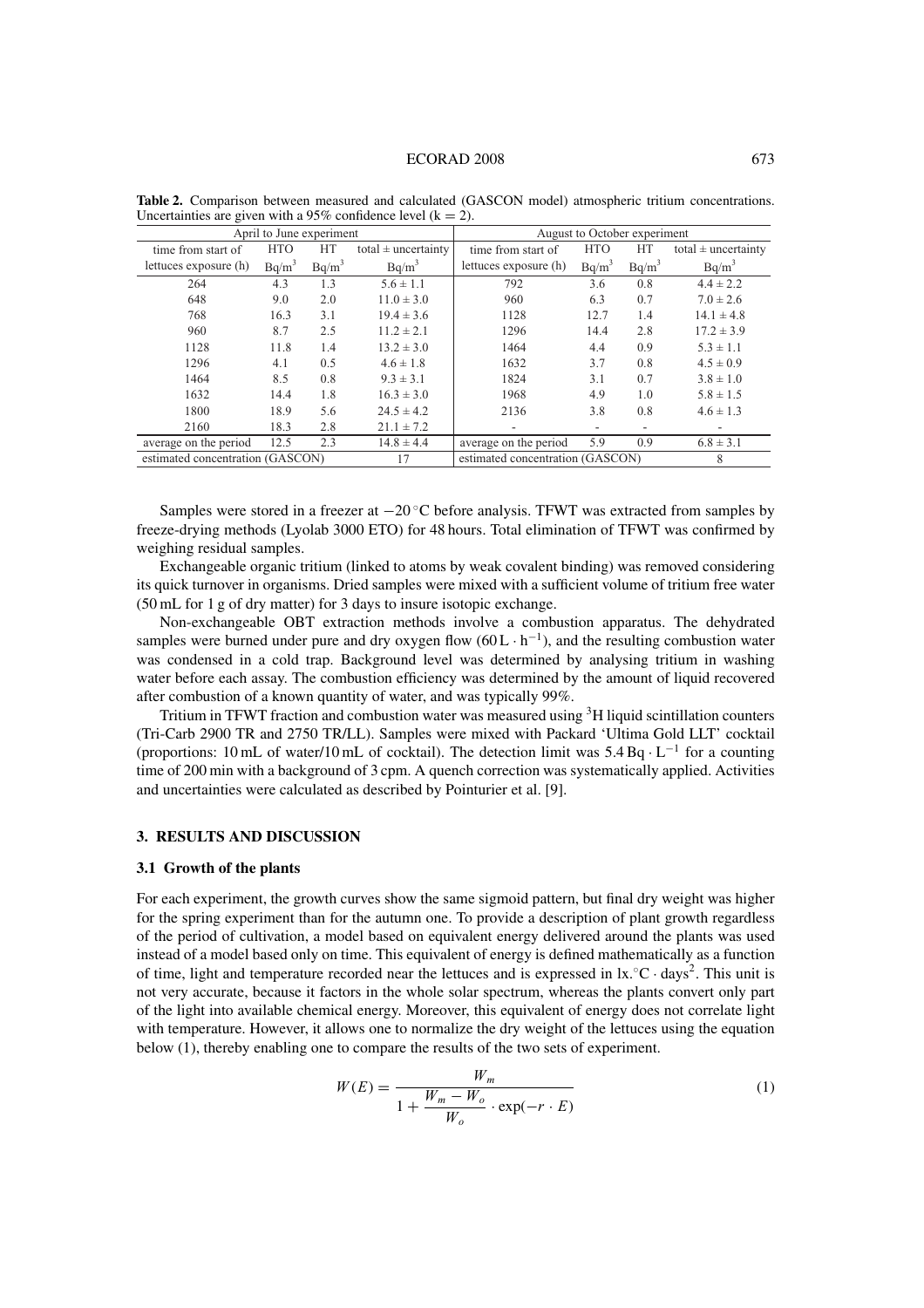**Table 2.** Comparison between measured and calculated (GASCON model) atmospheric tritium concentrations. Uncertainties are given with a 95% confidence level (k = 2).

| April to June experiment | | | | August to October experiment | | | |
|---|---|---|---|---|---|---|---|
| time from start of lettuces exposure (h) | HTO $Bq/m^3$ | HT $Bq/m^3$ | total ± uncertainty $Bq/m^3$ | time from start of lettuces exposure (h) | HTO $Bq/m^3$ | HT $Bq/m^3$ | total ± uncertainty $Bq/m^3$ |
| 264 | 4.3 | 1.3 | 5.6 ± 1.1 | 792 | 3.6 | 0.8 | 4.4 ± 2.2 |
| 648 | 9.0 | 2.0 | 11.0 ± 3.0 | 960 | 6.3 | 0.7 | 7.0 ± 2.6 |
| 768 | 16.3 | 3.1 | 19.4 ± 3.6 | 1128 | 12.7 | 1.4 | 14.1 ± 4.8 |
| 960 | 8.7 | 2.5 | 11.2 ± 2.1 | 1296 | 14.4 | 2.8 | 17.2 ± 3.9 |
| 1128 | 11.8 | 1.4 | 13.2 ± 3.0 | 1464 | 4.4 | 0.9 | 5.3 ± 1.1 |
| 1296 | 4.1 | 0.5 | 4.6 ± 1.8 | 1632 | 3.7 | 0.8 | 4.5 ± 0.9 |
| 1464 | 8.5 | 0.8 | 9.3 ± 3.1 | 1824 | 3.1 | 0.7 | 3.8 ± 1.0 |
| 1632 | 14.4 | 1.8 | 16.3 ± 3.0 | 1968 | 4.9 | 1.0 | 5.8 ± 1.5 |
| 1800 | 18.9 | 5.6 | 24.5 ± 4.2 | 2136 | 3.8 | 0.8 | 4.6 ± 1.3 |
| 2160 | 18.3 | 2.8 | 21.1 ± 7.2 | - | - | - | - |
| average on the period | 12.5 | 2.3 | 14.8 ± 4.4 | average on the period | 5.9 | 0.9 | 6.8 ± 3.1 |
| estimated concentration (GASCON) | | | 17 | estimated concentration (GASCON) | | | 8 |

Samples were stored in a freezer at −20 °C before analysis. TFWT was extracted from samples by freeze-drying methods (Lyolab 3000 ETO) for 48 hours. Total elimination of TFWT was confirmed by weighing residual samples.

Exchangeable organic tritium (linked to atoms by weak covalent binding) was removed considering its quick turnover in organisms. Dried samples were mixed with a sufficient volume of tritium free water (50 mL for 1 g of dry matter) for 3 days to insure isotopic exchange.

Non-exchangeable OBT extraction methods involve a combustion apparatus. The dehydrated samples were burned under pure and dry oxygen flow ($60\,L \cdot h^{-1}$), and the resulting combustion water was condensed in a cold trap. Background level was determined by analysing tritium in washing water before each assay. The combustion efficiency was determined by the amount of liquid recovered after combustion of a known quantity of water, and was typically 99%.

Tritium in TFWT fraction and combustion water was measured using $^3H$ liquid scintillation counters (Tri-Carb 2900 TR and 2750 TR/LL). Samples were mixed with Packard 'Ultima Gold LLT' cocktail (proportions: 10 mL of water/10 mL of cocktail). The detection limit was $5.4\,Bq \cdot L^{-1}$ for a counting time of 200 min with a background of 3 cpm. A quench correction was systematically applied. Activities and uncertainties were calculated as described by Pointurier et al. [9].

## 3. RESULTS AND DISCUSSION

### 3.1 Growth of the plants

For each experiment, the growth curves show the same sigmoid pattern, but final dry weight was higher for the spring experiment than for the autumn one. To provide a description of plant growth regardless of the period of cultivation, a model based on equivalent energy delivered around the plants was used instead of a model based only on time. This equivalent of energy is defined mathematically as a function of time, light and temperature recorded near the lettuces and is expressed in $lx.{}^{\circ}C \cdot days^2$. This unit is not very accurate, because it factors in the whole solar spectrum, whereas the plants convert only part of the light into available chemical energy. Moreover, this equivalent of energy does not correlate light with temperature. However, it allows one to normalize the dry weight of the lettuces using the equation below (1), thereby enabling one to compare the results of the two sets of experiment.

$$W(E) = \frac{W_m}{1 + \dfrac{W_m - W_o}{W_o} \cdot \exp(-r \cdot E)} \tag{1}$$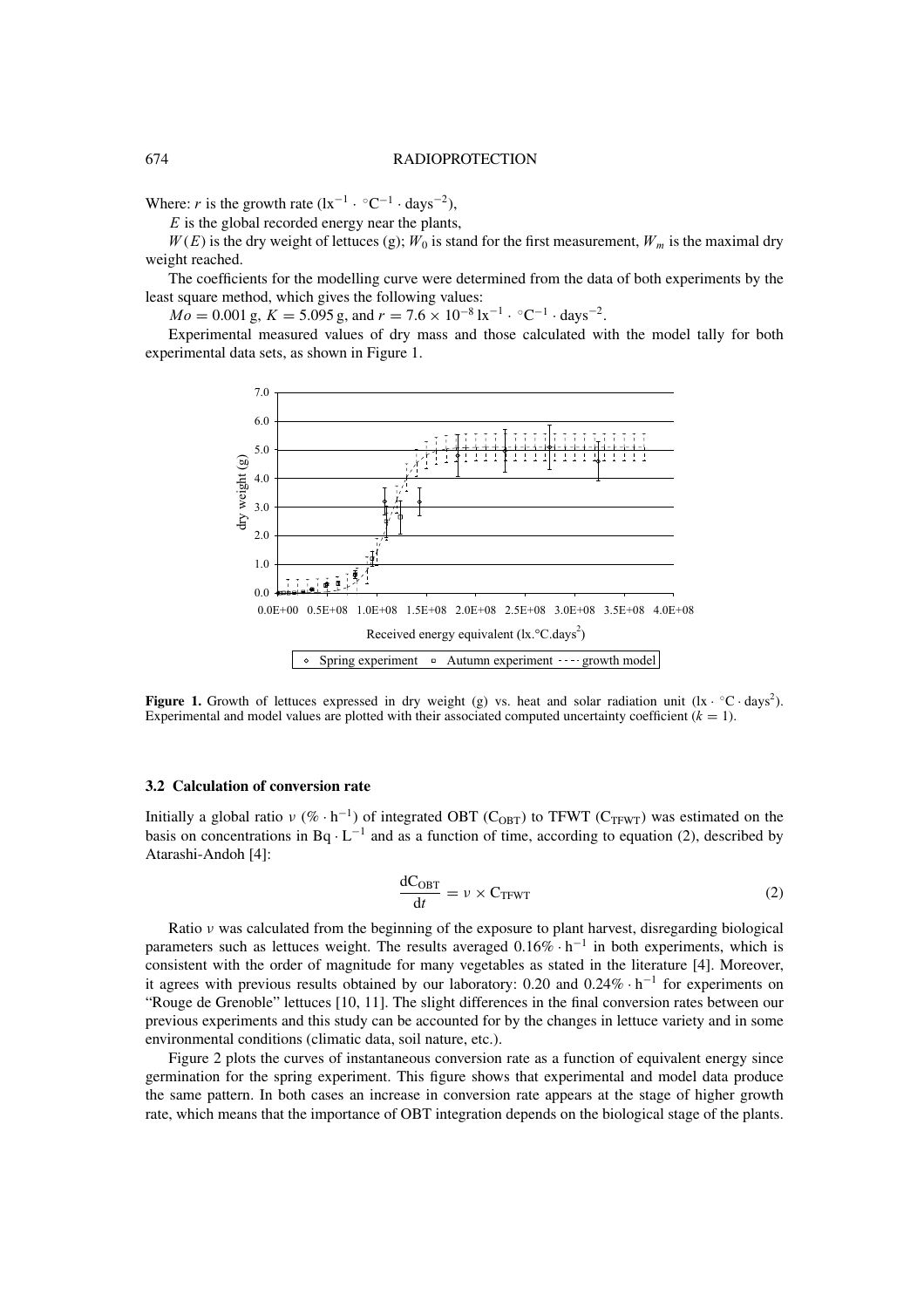Where: $r$ is the growth rate ($lx^{-1} \cdot {}^{\circ}C^{-1} \cdot days^{-2}$),

$E$ is the global recorded energy near the plants,

$W(E)$ is the dry weight of lettuces (g); $W_0$ is stand for the first measurement, $W_m$ is the maximal dry weight reached.

The coefficients for the modelling curve were determined from the data of both experiments by the least square method, which gives the following values:

$Mo = 0.001$ g, $K = 5.095$ g, and $r = 7.6 \times 10^{-8}\, lx^{-1} \cdot {}^{\circ}C^{-1} \cdot days^{-2}$.

Experimental measured values of dry mass and those calculated with the model tally for both experimental data sets, as shown in Figure 1.

**Figure 1.** Growth of lettuces expressed in dry weight (g) vs. heat and solar radiation unit ($lx \cdot {}^{\circ}C \cdot days^2$). Experimental and model values are plotted with their associated computed uncertainty coefficient ($k = 1$).

### 3.2 Calculation of conversion rate

Initially a global ratio $\nu$ ($\% \cdot h^{-1}$) of integrated OBT ($C_{OBT}$) to TFWT ($C_{TFWT}$) was estimated on the basis on concentrations in $Bq \cdot L^{-1}$ and as a function of time, according to equation (2), described by Atarashi-Andoh [4]:

$$\frac{dC_{OBT}}{dt} = \nu \times C_{TFWT} \tag{2}$$

Ratio $\nu$ was calculated from the beginning of the exposure to plant harvest, disregarding biological parameters such as lettuces weight. The results averaged $0.16\% \cdot h^{-1}$ in both experiments, which is consistent with the order of magnitude for many vegetables as stated in the literature [4]. Moreover, it agrees with previous results obtained by our laboratory: 0.20 and $0.24\% \cdot h^{-1}$ for experiments on "Rouge de Grenoble" lettuces [10, 11]. The slight differences in the final conversion rates between our previous experiments and this study can be accounted for by the changes in lettuce variety and in some environmental conditions (climatic data, soil nature, etc.).

Figure 2 plots the curves of instantaneous conversion rate as a function of equivalent energy since germination for the spring experiment. This figure shows that experimental and model data produce the same pattern. In both cases an increase in conversion rate appears at the stage of higher growth rate, which means that the importance of OBT integration depends on the biological stage of the plants.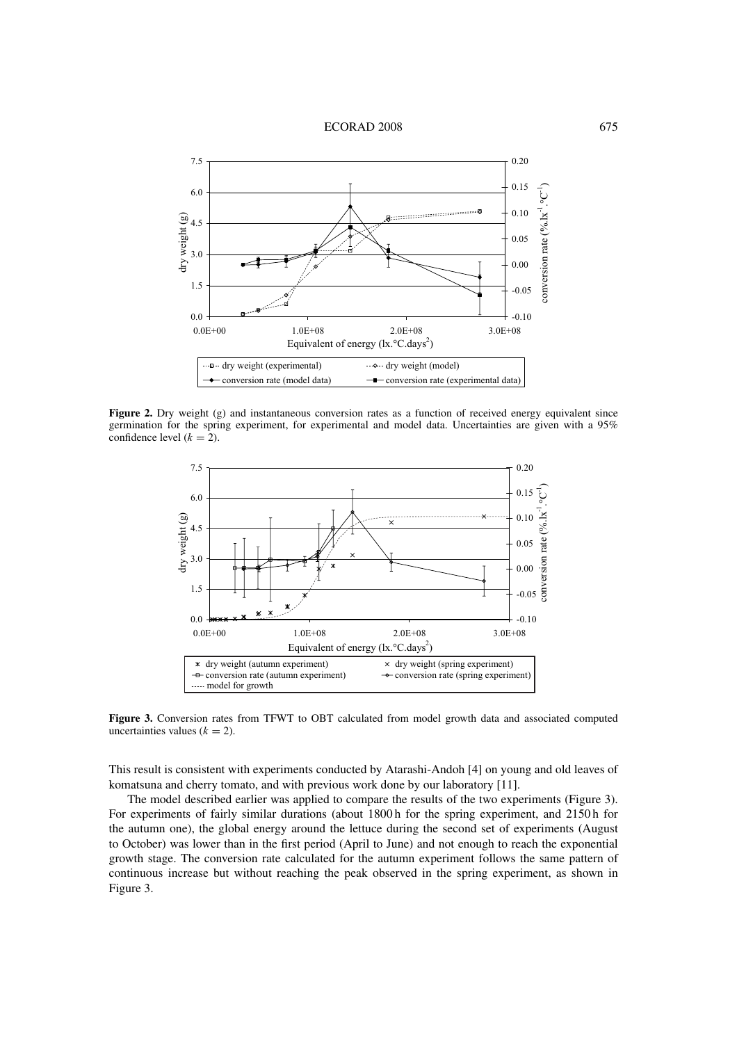**Figure 2.** Dry weight (g) and instantaneous conversion rates as a function of received energy equivalent since germination for the spring experiment, for experimental and model data. Uncertainties are given with a 95% confidence level ($k = 2$).

**Figure 3.** Conversion rates from TFWT to OBT calculated from model growth data and associated computed uncertainties values ($k = 2$).

This result is consistent with experiments conducted by Atarashi-Andoh [4] on young and old leaves of komatsuna and cherry tomato, and with previous work done by our laboratory [11].

The model described earlier was applied to compare the results of the two experiments (Figure 3). For experiments of fairly similar durations (about 1800 h for the spring experiment, and 2150 h for the autumn one), the global energy around the lettuce during the second set of experiments (August to October) was lower than in the first period (April to June) and not enough to reach the exponential growth stage. The conversion rate calculated for the autumn experiment follows the same pattern of continuous increase but without reaching the peak observed in the spring experiment, as shown in Figure 3.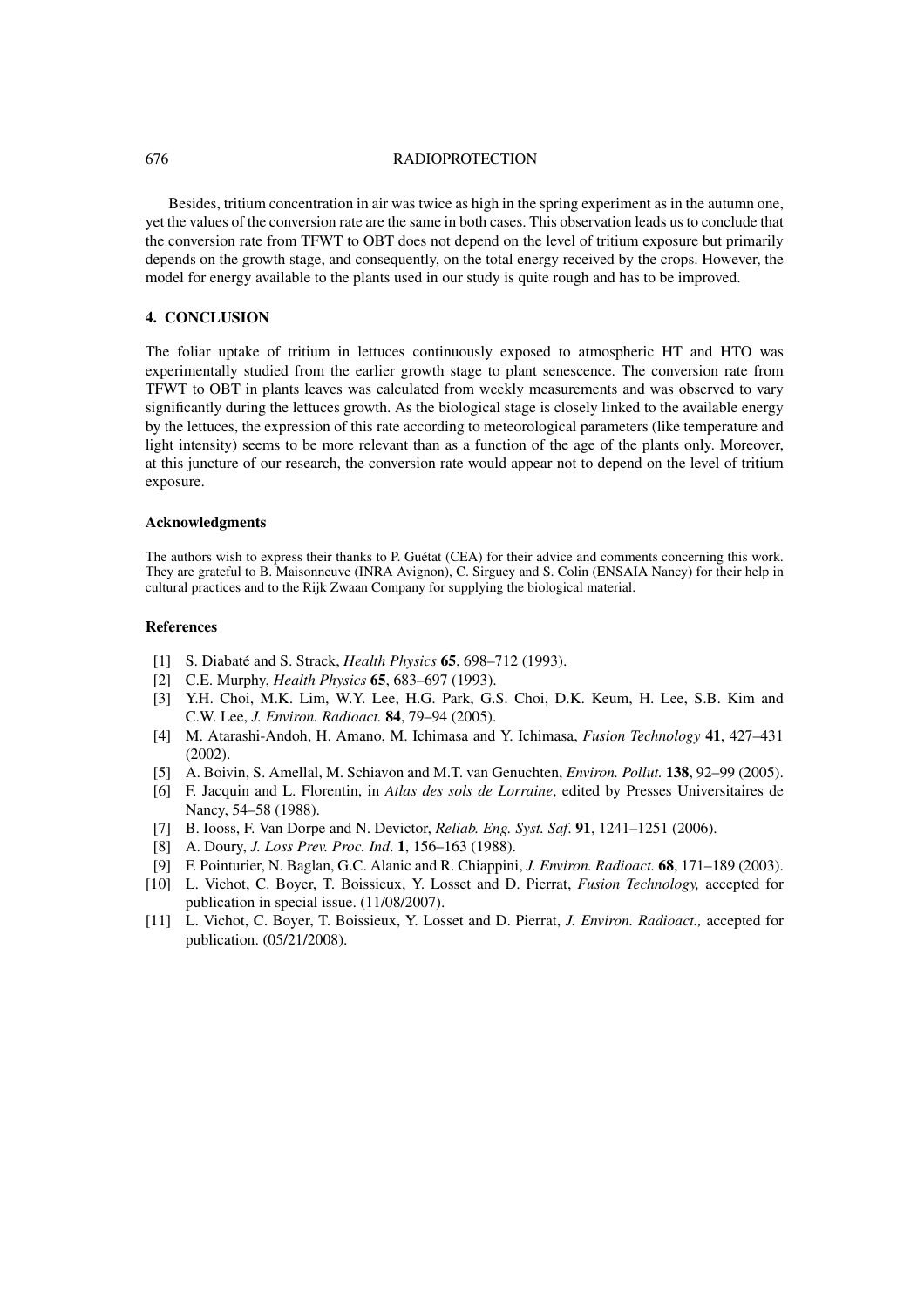Besides, tritium concentration in air was twice as high in the spring experiment as in the autumn one, yet the values of the conversion rate are the same in both cases. This observation leads us to conclude that the conversion rate from TFWT to OBT does not depend on the level of tritium exposure but primarily depends on the growth stage, and consequently, on the total energy received by the crops. However, the model for energy available to the plants used in our study is quite rough and has to be improved.

## 4. CONCLUSION

The foliar uptake of tritium in lettuces continuously exposed to atmospheric HT and HTO was experimentally studied from the earlier growth stage to plant senescence. The conversion rate from TFWT to OBT in plants leaves was calculated from weekly measurements and was observed to vary significantly during the lettuces growth. As the biological stage is closely linked to the available energy by the lettuces, the expression of this rate according to meteorological parameters (like temperature and light intensity) seems to be more relevant than as a function of the age of the plants only. Moreover, at this juncture of our research, the conversion rate would appear not to depend on the level of tritium exposure.

### Acknowledgments

The authors wish to express their thanks to P. Guétat (CEA) for their advice and comments concerning this work. They are grateful to B. Maisonneuve (INRA Avignon), C. Sirguey and S. Colin (ENSAIA Nancy) for their help in cultural practices and to the Rijk Zwaan Company for supplying the biological material.

### References

[1] S. Diabaté and S. Strack, *Health Physics* **65**, 698–712 (1993).

[2] C.E. Murphy, *Health Physics* **65**, 683–697 (1993).

[3] Y.H. Choi, M.K. Lim, W.Y. Lee, H.G. Park, G.S. Choi, D.K. Keum, H. Lee, S.B. Kim and C.W. Lee, *J. Environ. Radioact.* **84**, 79–94 (2005).

[4] M. Atarashi-Andoh, H. Amano, M. Ichimasa and Y. Ichimasa, *Fusion Technology* **41**, 427–431 (2002).

[5] A. Boivin, S. Amellal, M. Schiavon and M.T. van Genuchten, *Environ. Pollut.* **138**, 92–99 (2005).

[6] F. Jacquin and L. Florentin, in *Atlas des sols de Lorraine*, edited by Presses Universitaires de Nancy, 54–58 (1988).

[7] B. Iooss, F. Van Dorpe and N. Devictor, *Reliab. Eng. Syst. Saf.* **91**, 1241–1251 (2006).

[8] A. Doury, *J. Loss Prev. Proc. Ind.* **1**, 156–163 (1988).

[9] F. Pointurier, N. Baglan, G.C. Alanic and R. Chiappini, *J. Environ. Radioact.* **68**, 171–189 (2003).

[10] L. Vichot, C. Boyer, T. Boissieux, Y. Losset and D. Pierrat, *Fusion Technology,* accepted for publication in special issue. (11/08/2007).

[11] L. Vichot, C. Boyer, T. Boissieux, Y. Losset and D. Pierrat, *J. Environ. Radioact.,* accepted for publication. (05/21/2008).